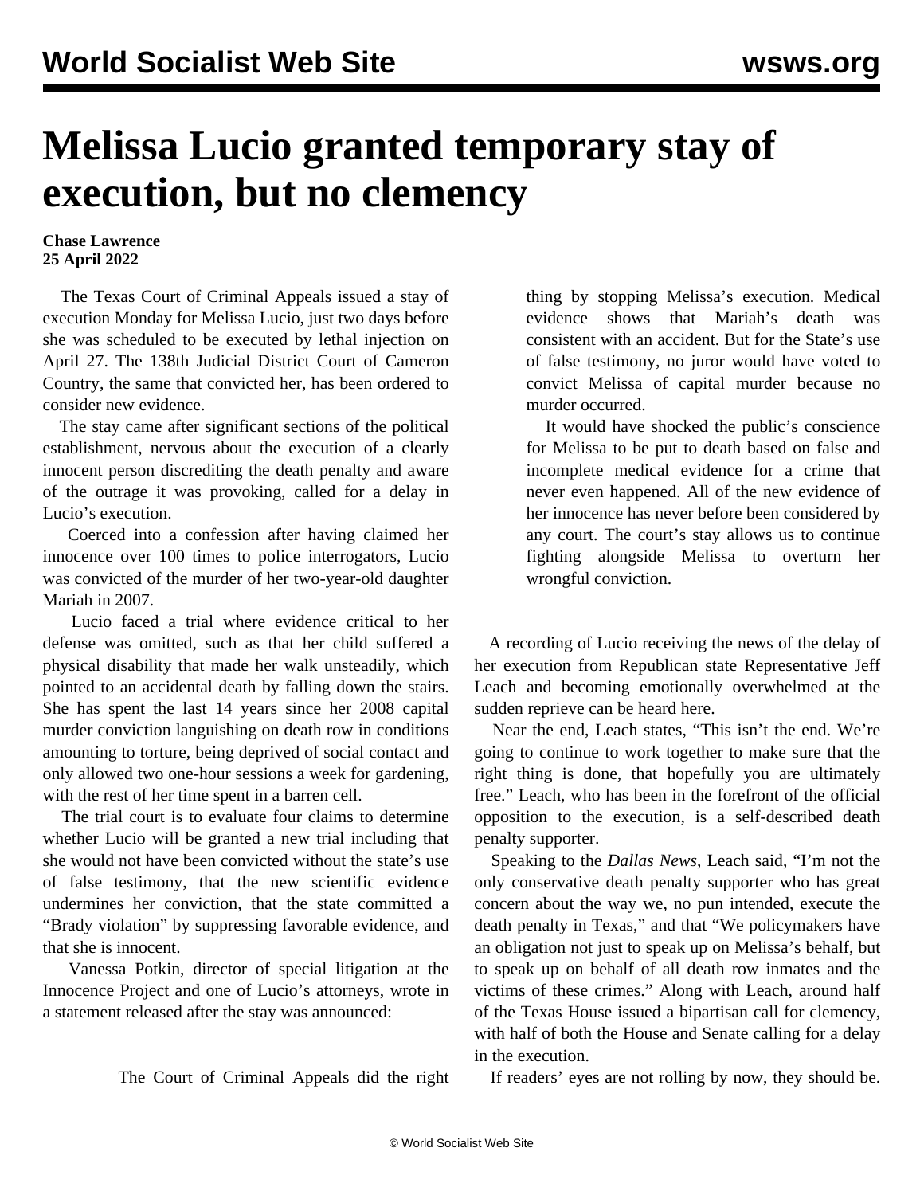# Melissa Lucio granted temporary stay of execution, but no clemency

**Chase Lawrence**
**25 April 2022**

The Texas Court of Criminal Appeals issued a stay of execution Monday for Melissa Lucio, just two days before she was scheduled to be executed by lethal injection on April 27. The 138th Judicial District Court of Cameron Country, the same that convicted her, has been ordered to consider new evidence.

The stay came after significant sections of the political establishment, nervous about the execution of a clearly innocent person discrediting the death penalty and aware of the outrage it was provoking, called for a delay in Lucio's execution.

Coerced into a confession after having claimed her innocence over 100 times to police interrogators, Lucio was convicted of the murder of her two-year-old daughter Mariah in 2007.

Lucio faced a trial where evidence critical to her defense was omitted, such as that her child suffered a physical disability that made her walk unsteadily, which pointed to an accidental death by falling down the stairs. She has spent the last 14 years since her 2008 capital murder conviction languishing on death row in conditions amounting to torture, being deprived of social contact and only allowed two one-hour sessions a week for gardening, with the rest of her time spent in a barren cell.

The trial court is to evaluate four claims to determine whether Lucio will be granted a new trial including that she would not have been convicted without the state's use of false testimony, that the new scientific evidence undermines her conviction, that the state committed a "Brady violation" by suppressing favorable evidence, and that she is innocent.

Vanessa Potkin, director of special litigation at the Innocence Project and one of Lucio's attorneys, wrote in a statement released after the stay was announced:

> The Court of Criminal Appeals did the right thing by stopping Melissa's execution. Medical evidence shows that Mariah's death was consistent with an accident. But for the State's use of false testimony, no juror would have voted to convict Melissa of capital murder because no murder occurred.
>
> It would have shocked the public's conscience for Melissa to be put to death based on false and incomplete medical evidence for a crime that never even happened. All of the new evidence of her innocence has never before been considered by any court. The court's stay allows us to continue fighting alongside Melissa to overturn her wrongful conviction.

A recording of Lucio receiving the news of the delay of her execution from Republican state Representative Jeff Leach and becoming emotionally overwhelmed at the sudden reprieve can be heard here.

Near the end, Leach states, "This isn't the end. We're going to continue to work together to make sure that the right thing is done, that hopefully you are ultimately free." Leach, who has been in the forefront of the official opposition to the execution, is a self-described death penalty supporter.

Speaking to the *Dallas News*, Leach said, "I'm not the only conservative death penalty supporter who has great concern about the way we, no pun intended, execute the death penalty in Texas," and that "We policymakers have an obligation not just to speak up on Melissa's behalf, but to speak up on behalf of all death row inmates and the victims of these crimes." Along with Leach, around half of the Texas House issued a bipartisan call for clemency, with half of both the House and Senate calling for a delay in the execution.

If readers' eyes are not rolling by now, they should be.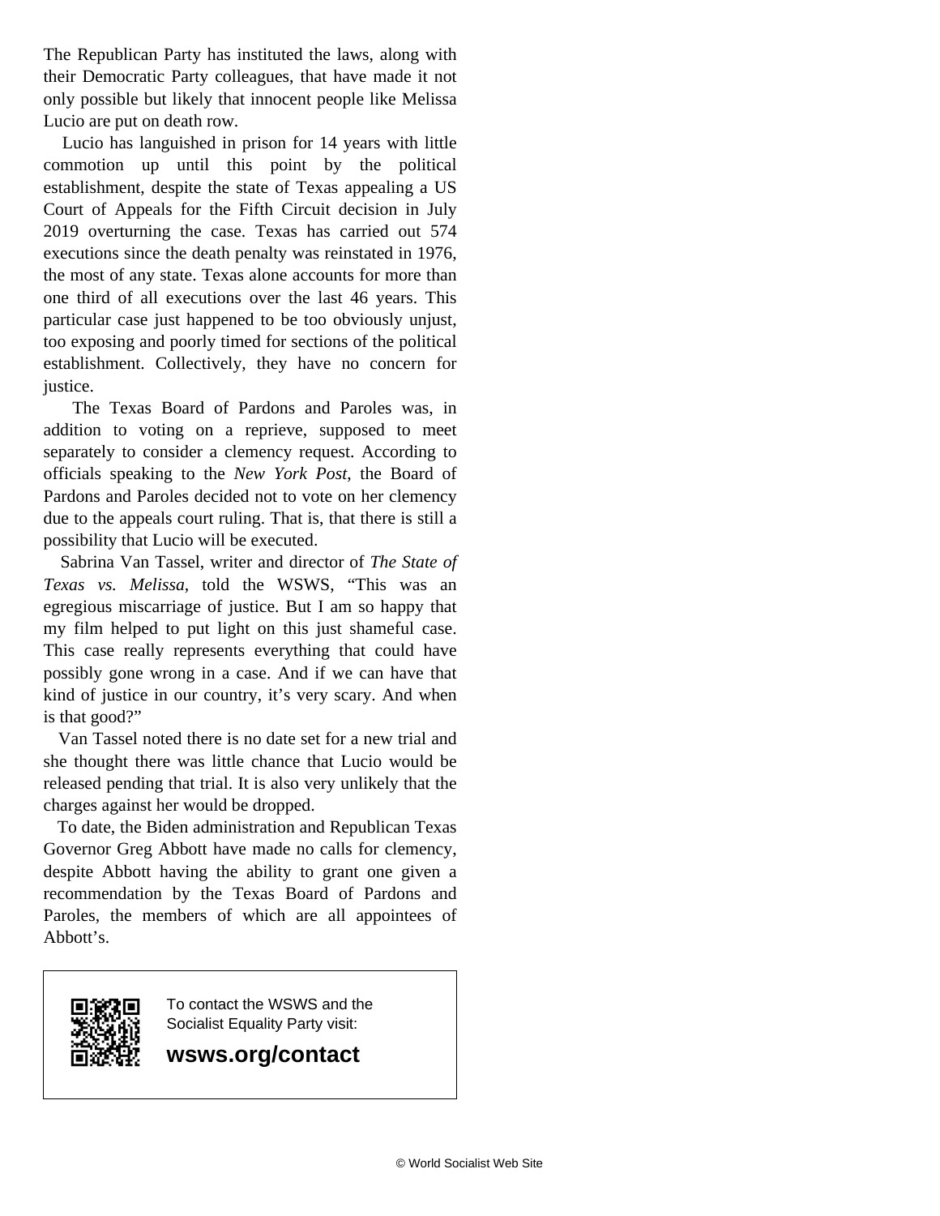The Republican Party has instituted the laws, along with their Democratic Party colleagues, that have made it not only possible but likely that innocent people like Melissa Lucio are put on death row.

Lucio has languished in prison for 14 years with little commotion up until this point by the political establishment, despite the state of Texas appealing a US Court of Appeals for the Fifth Circuit decision in July 2019 overturning the case. Texas has carried out 574 executions since the death penalty was reinstated in 1976, the most of any state. Texas alone accounts for more than one third of all executions over the last 46 years. This particular case just happened to be too obviously unjust, too exposing and poorly timed for sections of the political establishment. Collectively, they have no concern for justice.

The Texas Board of Pardons and Paroles was, in addition to voting on a reprieve, supposed to meet separately to consider a clemency request. According to officials speaking to the *New York Post*, the Board of Pardons and Paroles decided not to vote on her clemency due to the appeals court ruling. That is, that there is still a possibility that Lucio will be executed.

Sabrina Van Tassel, writer and director of *The State of Texas vs. Melissa*, told the WSWS, "This was an egregious miscarriage of justice. But I am so happy that my film helped to put light on this just shameful case. This case really represents everything that could have possibly gone wrong in a case. And if we can have that kind of justice in our country, it's very scary. And when is that good?"

Van Tassel noted there is no date set for a new trial and she thought there was little chance that Lucio would be released pending that trial. It is also very unlikely that the charges against her would be dropped.

To date, the Biden administration and Republican Texas Governor Greg Abbott have made no calls for clemency, despite Abbott having the ability to grant one given a recommendation by the Texas Board of Pardons and Paroles, the members of which are all appointees of Abbott's.

To contact the WSWS and the Socialist Equality Party visit:

**wsws.org/contact**